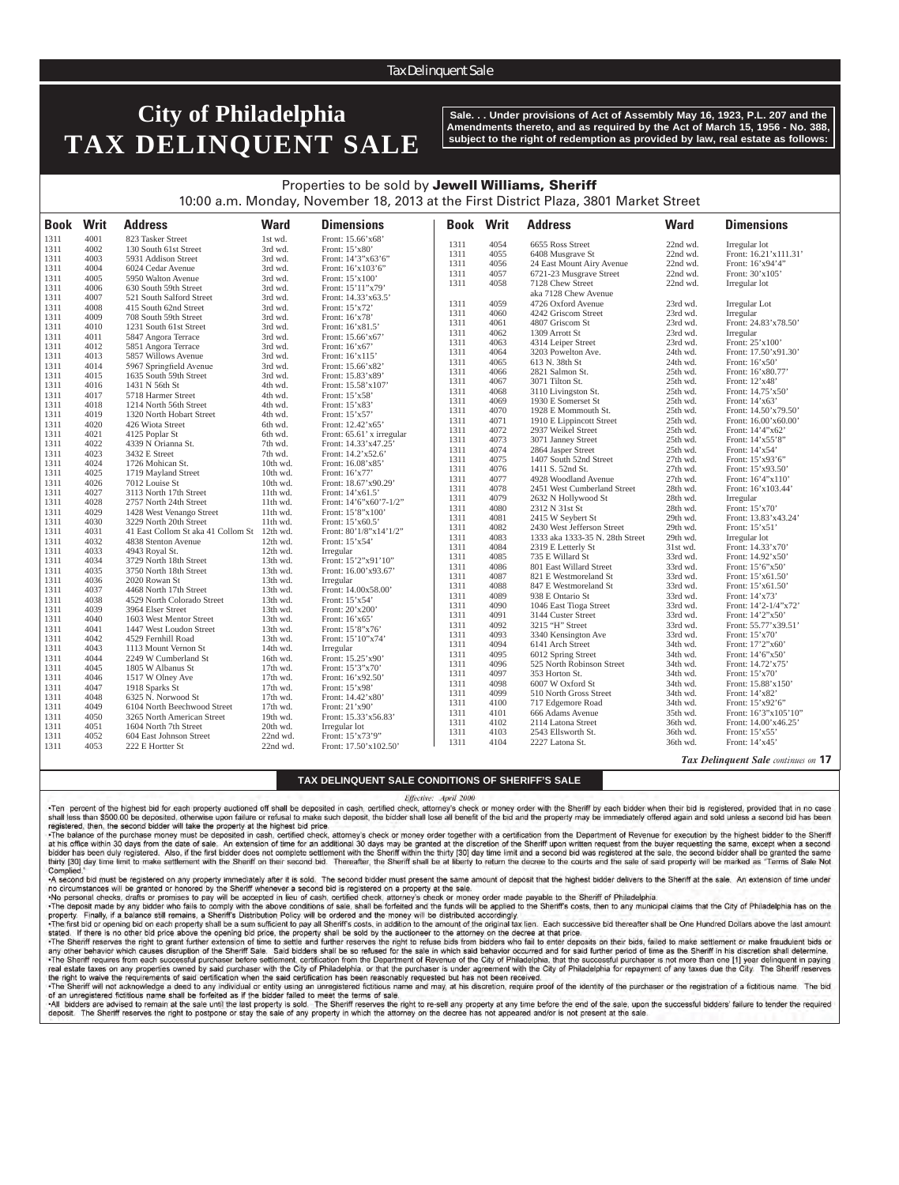Tax Delinquent Sale

# City of Philadelphia TAX DELINQUENT SALE

**Sale. . . Under provisions of Act of Assembly May 16, 1923, P.L. 207 and the Amendments thereto, and as required by the Act of March 15, 1956 - No. 388, subject to the right of redemption as provided by law, real estate as follows:**

Properties to be sold by **Jewell Williams, Sheriff**

10:00 a.m. Monday, November 18, 2013 at the First District Plaza, 3801 Market Street

| Book | Writ | Address | Ward | Dimensions |
|---|---|---|---|---|
| 1311 | 4001 | 823 Tasker Street | 1st wd. | Front: 15.66'x68' |
| 1311 | 4002 | 130 South 61st Street | 3rd wd. | Front: 15'x80' |
| 1311 | 4003 | 5931 Addison Street | 3rd wd. | Front: 14'3"x63'6" |
| 1311 | 4004 | 6024 Cedar Avenue | 3rd wd. | Front: 16'x103'6" |
| 1311 | 4005 | 5950 Walton Avenue | 3rd wd. | Front: 15'x100' |
| 1311 | 4006 | 630 South 59th Street | 3rd wd. | Front: 15'11"x79' |
| 1311 | 4007 | 521 South Salford Street | 3rd wd. | Front: 14.33'x63.5' |
| 1311 | 4008 | 415 South 62nd Street | 3rd wd. | Front: 15'x72' |
| 1311 | 4009 | 708 South 59th Street | 3rd wd. | Front: 16'x78' |
| 1311 | 4010 | 1231 South 61st Street | 3rd wd. | Front: 16'x81.5' |
| 1311 | 4011 | 5847 Angora Terrace | 3rd wd. | Front: 15.66'x67' |
| 1311 | 4012 | 5851 Angora Terrace | 3rd wd. | Front: 16'x67' |
| 1311 | 4013 | 5857 Willows Avenue | 3rd wd. | Front: 16'x115' |
| 1311 | 4014 | 5967 Springfield Avenue | 3rd wd. | Front: 15.66'x82' |
| 1311 | 4015 | 1635 South 59th Street | 3rd wd. | Front: 15.83'x89' |
| 1311 | 4016 | 1431 N 56th St | 4th wd. | Front: 15.58'x107' |
| 1311 | 4017 | 5718 Harmer Street | 4th wd. | Front: 15'x58' |
| 1311 | 4018 | 1214 North 56th Street | 4th wd. | Front: 15'x83' |
| 1311 | 4019 | 1320 North Hobart Street | 4th wd. | Front: 15'x57' |
| 1311 | 4020 | 426 Wiota Street | 6th wd. | Front: 12.42'x65' |
| 1311 | 4021 | 4125 Poplar St | 6th wd. | Front: 65.61' x irregular |
| 1311 | 4022 | 4339 N Orianna St. | 7th wd. | Front: 14.33'x47.25' |
| 1311 | 4023 | 3432 E Street | 7th wd. | Front: 14.2'x52.6' |
| 1311 | 4024 | 1726 Mohican St. | 10th wd. | Front: 16.08'x85' |
| 1311 | 4025 | 1719 Mayland Street | 10th wd. | Front: 16'x77' |
| 1311 | 4026 | 7012 Louise St | 10th wd. | Front: 18.67'x90.29' |
| 1311 | 4027 | 3113 North 17th Street | 11th wd. | Front: 14'x61.5' |
| 1311 | 4028 | 2757 North 24th Street | 11th wd. | Front: 14'6"x60'7-1/2" |
| 1311 | 4029 | 1428 West Venango Street | 11th wd. | Front: 15'8"x100' |
| 1311 | 4030 | 3229 North 20th Street | 11th wd. | Front: 15'x60.5' |
| 1311 | 4031 | 41 East Collom St aka 41 Collom St | 12th wd. | Front: 80'1/8"x14'1/2" |
| 1311 | 4032 | 4838 Stenton Avenue | 12th wd. | Front: 15'x54' |
| 1311 | 4033 | 4943 Royal St. | 12th wd. | Irregular |
| 1311 | 4034 | 3729 North 18th Street | 13th wd. | Front: 15'2"x91'10" |
| 1311 | 4035 | 3750 North 18th Street | 13th wd. | Front: 16.00'x93.67' |
| 1311 | 4036 | 2020 Rowan St | 13th wd. | Irregular |
| 1311 | 4037 | 4468 North 17th Street | 13th wd. | Front: 14.00x58.00' |
| 1311 | 4038 | 4529 North Colorado Street | 13th wd. | Front: 15'x54' |
| 1311 | 4039 | 3964 Elser Street | 13th wd. | Front: 20'x200' |
| 1311 | 4040 | 1603 West Mentor Street | 13th wd. | Front: 16'x65' |
| 1311 | 4041 | 1447 West Loudon Street | 13th wd. | Front: 15'8"x76' |
| 1311 | 4042 | 4529 Fernhill Road | 13th wd. | Front: 15'10"x74' |
| 1311 | 4043 | 1113 Mount Vernon St | 14th wd. | Irregular |
| 1311 | 4044 | 2249 W Cumberland St | 16th wd. | Front: 15.25'x90' |
| 1311 | 4045 | 1805 W Albanus St | 17th wd. | Front: 15'3"x70' |
| 1311 | 4046 | 1517 W Olney Ave | 17th wd. | Front: 16'x92.50' |
| 1311 | 4047 | 1918 Sparks St | 17th wd. | Front: 15'x98' |
| 1311 | 4048 | 6325 N. Norwood St | 17th wd. | Front: 14.42'x80' |
| 1311 | 4049 | 6104 North Beechwood Street | 17th wd. | Front: 21'x90' |
| 1311 | 4050 | 3265 North American Street | 19th wd. | Front: 15.33'x56.83' |
| 1311 | 4051 | 1604 North 7th Street | 20th wd. | Irregular lot |
| 1311 | 4052 | 604 East Johnson Street | 22nd wd. | Front: 15'x73'9" |
| 1311 | 4053 | 222 E Hortter St | 22nd wd. | Front: 17.50'x102.50' |
| 1311 | 4054 | 6655 Ross Street | 22nd wd. | Irregular lot |
| 1311 | 4055 | 6408 Musgrave St | 22nd wd. | Front: 16.21'x111.31' |
| 1311 | 4056 | 24 East Mount Airy Avenue | 22nd wd. | Front: 16'x94'4" |
| 1311 | 4057 | 6721-23 Musgrave Street | 22nd wd. | Front: 30'x105' |
| 1311 | 4058 | 7128 Chew Street aka 7128 Chew Avenue | 22nd wd. | Irregular lot |
| 1311 | 4059 | 4726 Oxford Avenue | 23rd wd. | Irregular Lot |
| 1311 | 4060 | 4242 Griscom Street | 23rd wd. | Irregular |
| 1311 | 4061 | 4807 Griscom St | 23rd wd. | Front: 24.83'x78.50' |
| 1311 | 4062 | 1309 Arrott St | 23rd wd. | Irregular |
| 1311 | 4063 | 4314 Leiper Street | 23rd wd. | Front: 25'x100' |
| 1311 | 4064 | 3203 Powelton Ave. | 24th wd. | Front: 17.50'x91.30' |
| 1311 | 4065 | 613 N. 38th St | 24th wd. | Front: 16'x50' |
| 1311 | 4066 | 2821 Salmon St. | 25th wd. | Front: 16'x80.77' |
| 1311 | 4067 | 3071 Tilton St. | 25th wd. | Front: 12'x48' |
| 1311 | 4068 | 3110 Livingston St. | 25th wd. | Front: 14.75'x50' |
| 1311 | 4069 | 1930 E Somerset St | 25th wd. | Front: 14'x63' |
| 1311 | 4070 | 1928 E Mommouth St. | 25th wd. | Front: 14.50'x79.50' |
| 1311 | 4071 | 1910 E Lippincott Street | 25th wd. | Front: 16.00'x60.00' |
| 1311 | 4072 | 2937 Weikel Street | 25th wd. | Front: 14'4"x62' |
| 1311 | 4073 | 3071 Janney Street | 25th wd. | Front: 14'x55'8" |
| 1311 | 4074 | 2864 Jasper Street | 25th wd. | Front: 14'x54' |
| 1311 | 4075 | 1407 South 52nd Street | 27th wd. | Front: 15'x93'6" |
| 1311 | 4076 | 1411 S. 52nd St. | 27th wd. | Front: 15'x93.50' |
| 1311 | 4077 | 4928 Woodland Avenue | 27th wd. | Front: 16'4"x110' |
| 1311 | 4078 | 2451 West Cumberland Street | 28th wd. | Front: 16'x103.44' |
| 1311 | 4079 | 2632 N Hollywood St | 28th wd. | Irregular |
| 1311 | 4080 | 2312 N 31st St | 28th wd. | Front: 15'x70' |
| 1311 | 4081 | 2415 W Seybert St | 29th wd. | Front: 13.83'x43.24' |
| 1311 | 4082 | 2430 West Jefferson Street | 29th wd. | Front: 15'x51' |
| 1311 | 4083 | 1333 aka 1333-35 N. 28th Street | 29th wd. | Irregular lot |
| 1311 | 4084 | 2319 E Letterly St | 31st wd. | Front: 14.33'x70' |
| 1311 | 4085 | 735 E Willard St | 33rd wd. | Front: 14.92'x50' |
| 1311 | 4086 | 801 East Willard Street | 33rd wd. | Front: 15'6"x50' |
| 1311 | 4087 | 821 E Westmoreland St | 33rd wd. | Front: 15'x61.50' |
| 1311 | 4088 | 847 E Westmoreland St | 33rd wd. | Front: 15'x61.50' |
| 1311 | 4089 | 938 E Ontario St | 33rd wd. | Front: 14'x73' |
| 1311 | 4090 | 1046 East Tioga Street | 33rd wd. | Front: 14'2-1/4"x72' |
| 1311 | 4091 | 3144 Custer Street | 33rd wd. | Front: 14'2"x50' |
| 1311 | 4092 | 3215 "H" Street | 33rd wd. | Front: 55.77'x39.51' |
| 1311 | 4093 | 3340 Kensington Ave | 33rd wd. | Front: 15'x70' |
| 1311 | 4094 | 6141 Arch Street | 34th wd. | Front: 17'2"x60' |
| 1311 | 4095 | 6012 Spring Street | 34th wd. | Front: 14'6"x50' |
| 1311 | 4096 | 525 North Robinson Street | 34th wd. | Front: 14.72'x75' |
| 1311 | 4097 | 353 Horton St. | 34th wd. | Front: 15'x70' |
| 1311 | 4098 | 6007 W Oxford St | 34th wd. | Front: 15.88'x150' |
| 1311 | 4099 | 510 North Gross Street | 34th wd. | Front: 14'x82' |
| 1311 | 4100 | 717 Edgemore Road | 34th wd. | Front: 15'x92'6" |
| 1311 | 4101 | 666 Adams Avenue | 35th wd. | Front: 16'3"x105'10" |
| 1311 | 4102 | 2114 Latona Street | 36th wd. | Front: 14.00'x46.25' |
| 1311 | 4103 | 2543 Ellsworth St. | 36th wd. | Front: 15'x55' |
| 1311 | 4104 | 2227 Latona St. | 36th wd. | Front: 14'x45' |

*Tax Delinquent Sale continues on* **17**

## TAX DELINQUENT SALE CONDITIONS OF SHERIFF'S SALE

*Effective: April 2000*

•Ten percent of the highest bid for each property auctioned off shall be deposited in cash, certified check, attorney's check or money order with the Sheriff by each bidder when their bid is registered, provided that in no case shall less than $500.00 be deposited, otherwise upon failure or refusal to make such deposit, the bidder shall lose all benefit of the bid and the property may be immediately offered again and sold unless a second bid has been registered, then, the second bidder will take the property at the highest bid price.

•The balance of the purchase money must be deposited in cash, certified check, attorney's check or money order together with a certification from the Department of Revenue for execution by the highest bidder to the Sheriff at his office within 30 days from the date of sale. An extension of time for an additional 30 days may be granted at the discretion of the Sheriff upon written request from the buyer requesting the same, except when a second bidder has been duly registered. Also, if the first bidder does not complete settlement with the Sheriff within the thirty [30] day time limit and a second bid was registered at the sale, the second bidder shall be granted the same thirty [30] day time limit to make settlement with the Sheriff on their second bid. Thereafter, the Sheriff shall be at liberty to return the decree to the courts and the sale of said property will be marked as "Terms of Sale Not Complied."

•A second bid must be registered on any property immediately after it is sold. The second bidder must present the same amount of deposit that the highest bidder delivers to the Sheriff at the sale. An extension of time under no circumstances will be granted or honored by the Sheriff whenever a second bid is registered on a property at the sale.

•No personal checks, drafts or promises to pay will be accepted in lieu of cash, certified check, attorney's check or money order made payable to the Sheriff of Philadelphia.

•The deposit made by any bidder who fails to comply with the above conditions of sale, shall be forfeited and the funds will be applied to the Sheriff's costs, then to any municipal claims that the City of Philadelphia has on the property. Finally, if a balance still remains, a Sheriff's Distribution Policy will be ordered and the money will be distributed accordingly.

•The first bid or opening bid on each property shall be a sum sufficient to pay all Sheriff's costs, in addition to the amount of the original tax lien. Each successive bid thereafter shall be One Hundred Dollars above the last amount stated. If there is no other bid price above the opening bid price, the property shall be sold by the auctioneer to the attorney on the decree at that price.

•The Sheriff reserves the right to grant further extension of time to settle and further reserves the right to refuse bids from bidders who fail to enter deposits on their bids, failed to make settlement or make fraudulent bids or any other behavior which causes disruption of the Sheriff Sale. Said bidders shall be so refused for the sale in which said behavior occurred and for said further period of time as the Sheriff in his discretion shall determine.

•The Sheriff requires from each successful purchaser before settlement, certification from the Department of Revenue of the City of Philadelphia, that the successful purchaser is not more than one [1] year delinquent in paying real estate taxes on any properties owned by said purchaser with the City of Philadelphia, or that the purchaser is under agreement with the City of Philadelphia for repayment of any taxes due the City. The Sheriff reserves the right to waive the requirements of said certification when the said certification has been reasonably requested but has not been received.

•The Sheriff will not acknowledge a deed to any individual or entity using an unregistered fictitious name and may, at his discretion, require proof of the identity of the purchaser or the registration of a fictitious name. The bid of an unregistered fictitious name shall be forfeited as if the bidder failed to meet the terms of sale.

•All bidders are advised to remain at the sale until the last property is sold. The Sheriff reserves the right to re-sell any property at any time before the end of the sale, upon the successful bidders' failure to tender the required deposit. The Sheriff reserves the right to postpone or stay the sale of any property in which the attorney on the decree has not appeared and/or is not present at the sale.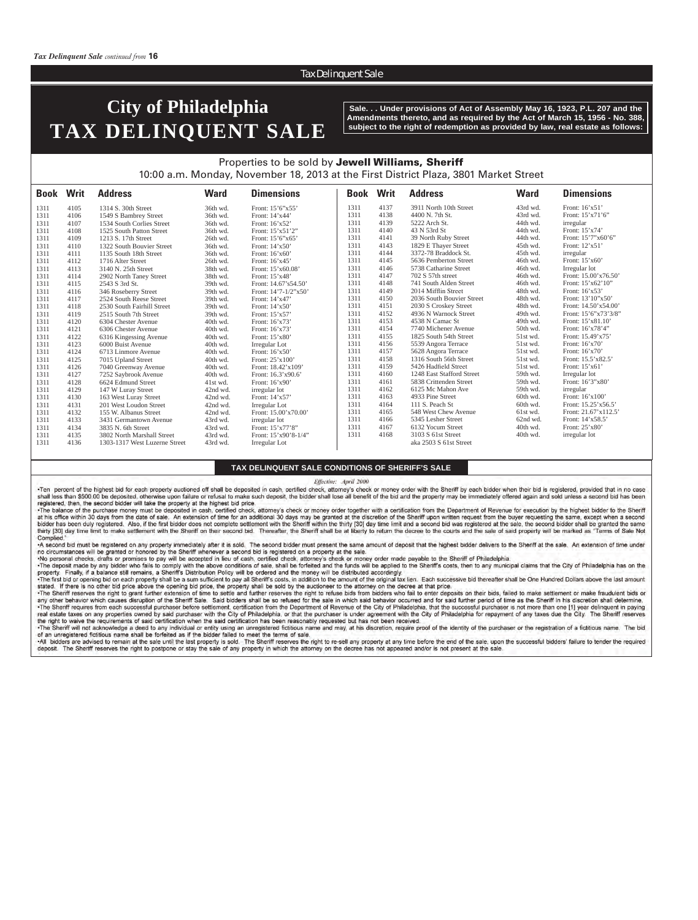*Tax Delinquent Sale continued from* **16**

Tax Delinquent Sale

# City of Philadelphia
# TAX DELINQUENT SALE

**Sale. . . Under provisions of Act of Assembly May 16, 1923, P.L. 207 and the Amendments thereto, and as required by the Act of March 15, 1956 - No. 388, subject to the right of redemption as provided by law, real estate as follows:**

Properties to be sold by **Jewell Williams, Sheriff**
10:00 a.m. Monday, November 18, 2013 at the First District Plaza, 3801 Market Street

| Book | Writ | Address | Ward | Dimensions |
|---|---|---|---|---|
| 1311 | 4105 | 1314 S. 30th Street | 36th wd. | Front: 15'6"x55' |
| 1311 | 4106 | 1549 S Bambrey Street | 36th wd. | Front: 14'x44' |
| 1311 | 4107 | 1534 South Corlies Street | 36th wd. | Front: 16'x52' |
| 1311 | 4108 | 1525 South Patton Street | 36th wd. | Front: 15'x51'2" |
| 1311 | 4109 | 1213 S. 17th Street | 26th wd. | Front: 15'6"x65' |
| 1311 | 4110 | 1322 South Bouvier Street | 36th wd. | Front: 14'x50' |
| 1311 | 4111 | 1135 South 18th Street | 36th wd. | Front: 16'x60' |
| 1311 | 4112 | 1716 Alter Street | 26th wd. | Front: 16'x45' |
| 1311 | 4113 | 3140 N. 25th Street | 38th wd. | Front: 15'x60.08' |
| 1311 | 4114 | 2902 North Taney Street | 38th wd. | Front: 15'x48' |
| 1311 | 4115 | 2543 S 3rd St. | 39th wd. | Front: 14.67'x54.50' |
| 1311 | 4116 | 346 Roseberry Street | 39th wd. | Front: 14'7-1/2"x50' |
| 1311 | 4117 | 2524 South Reese Street | 39th wd. | Front: 14'x47' |
| 1311 | 4118 | 2530 South Fairhill Street | 39th wd. | Front: 14'x50' |
| 1311 | 4119 | 2515 South 7th Street | 39th wd. | Front: 15'x57' |
| 1311 | 4120 | 6304 Chester Avenue | 40th wd. | Front: 16'x73' |
| 1311 | 4121 | 6306 Chester Avenue | 40th wd. | Front: 16'x73' |
| 1311 | 4122 | 6316 Kingessing Avenue | 40th wd. | Front: 15'x80' |
| 1311 | 4123 | 6000 Buist Avenue | 40th wd. | Irregular Lot |
| 1311 | 4124 | 6713 Linmore Avenue | 40th wd. | Front: 16'x50' |
| 1311 | 4125 | 7015 Upland Street | 40th wd. | Front: 25'x100' |
| 1311 | 4126 | 7040 Greenway Avenue | 40th wd. | Front: 18.42'x109' |
| 1311 | 4127 | 7252 Saybrook Avenue | 40th wd. | Front: 16.3'x90.6' |
| 1311 | 4128 | 6624 Edmund Street | 41st wd. | Front: 16'x90' |
| 1311 | 4129 | 147 W Luray Street | 42nd wd. | irregular lot |
| 1311 | 4130 | 163 West Luray Street | 42nd wd. | Front: 14'x57' |
| 1311 | 4131 | 201 West Loudon Street | 42nd wd. | Irregular Lot |
| 1311 | 4132 | 155 W. Albanus Street | 42nd wd. | Front: 15.00'x70.00' |
| 1311 | 4133 | 3431 Germantown Avenue | 43rd wd. | irregular lot |
| 1311 | 4134 | 3835 N. 6th Street | 43rd wd. | Front: 15'x77'8" |
| 1311 | 4135 | 3802 North Marshall Street | 43rd wd. | Front: 15'x90'8-1/4" |
| 1311 | 4136 | 1303-1317 West Luzerne Street | 43rd wd. | Irregular Lot |
| 1311 | 4137 | 3911 North 10th Street | 43rd wd. | Front: 16'x51' |
| 1311 | 4138 | 4400 N. 7th St. | 43rd wd. | Front: 15'x71'6" |
| 1311 | 4139 | 5222 Arch St. | 44th wd. | irregular |
| 1311 | 4140 | 43 N 53rd St | 44th wd. | Front: 15'x74' |
| 1311 | 4141 | 39 North Ruby Street | 44th wd. | Front: 15'7"x60'6" |
| 1311 | 4143 | 1829 E Thayer Street | 45th wd. | Front: 12'x51' |
| 1311 | 4144 | 3372-78 Braddock St. | 45th wd. | irregular |
| 1311 | 4145 | 5636 Pemberton Street | 46th wd. | Front: 15'x60' |
| 1311 | 4146 | 5738 Catharine Street | 46th wd. | Irregular lot |
| 1311 | 4147 | 702 S 57th street | 46th wd. | Front: 15.00'x76.50' |
| 1311 | 4148 | 741 South Alden Street | 46th wd. | Front: 15'x62'10" |
| 1311 | 4149 | 2014 Mifflin Street | 48th wd. | Front: 16'x53' |
| 1311 | 4150 | 2036 South Bouvier Street | 48th wd. | Front: 13'10"x50' |
| 1311 | 4151 | 2030 S Croskey Street | 48th wd. | Front: 14.50'x54.00' |
| 1311 | 4152 | 4936 N Warnock Street | 49th wd. | Front: 15'6"x73'3/8" |
| 1311 | 4153 | 4538 N Camac St | 49th wd. | Front: 15'x81.10' |
| 1311 | 4154 | 7740 Michener Avenue | 50th wd. | Front: 16'x78'4" |
| 1311 | 4155 | 1825 South 54th Street | 51st wd. | Front: 15.49'x75' |
| 1311 | 4156 | 5539 Angora Terrace | 51st wd. | Front: 16'x70' |
| 1311 | 4157 | 5628 Angora Terrace | 51st wd. | Front: 16'x70' |
| 1311 | 4158 | 1316 South 56th Street | 51st wd. | Front: 15.5'x82.5' |
| 1311 | 4159 | 5426 Hadfield Street | 51st wd. | Front: 15'x61' |
| 1311 | 4160 | 1248 East Stafford Street | 59th wd. | Irregular lot |
| 1311 | 4161 | 5838 Crittenden Street | 59th wd. | Front: 16'3"x80' |
| 1311 | 4162 | 6125 Mc Mahon Ave | 59th wd. | irregular |
| 1311 | 4163 | 4933 Pine Street | 60th wd. | Front: 16'x100' |
| 1311 | 4164 | 111 S. Peach St | 60th wd. | Front: 15.25'x56.5' |
| 1311 | 4165 | 548 West Chew Avenue | 61st wd. | Front: 21.67'x112.5' |
| 1311 | 4166 | 5345 Lesher Street | 62nd wd. | Front: 14'x58.5' |
| 1311 | 4167 | 6132 Yocum Street | 40th wd. | Front: 25'x80' |
| 1311 | 4168 | 3103 S 61st Street<br>aka 2503 S 61st Street | 40th wd. | irregular lot |

## TAX DELINQUENT SALE CONDITIONS OF SHERIFF'S SALE

*Effective: April 2000*

•Ten percent of the highest bid for each property auctioned off shall be deposited in cash, certified check, attorney's check or money order with the Sheriff by each bidder when their bid is registered, provided that in no case shall less than $500.00 be deposited, otherwise upon failure or refusal to make such deposit, the bidder shall lose all benefit of the bid and the property may be immediately offered again and sold unless a second bid has been registered, then, the second bidder will take the property at the highest bid price.

•The balance of the purchase money must be deposited in cash, certified check, attorney's check or money order together with a certification from the Department of Revenue for execution by the highest bidder to the Sheriff at his office within 30 days from the date of sale. An extension of time for an additional 30 days may be granted at the discretion of the Sheriff upon written request from the buyer requesting the same, except when a second bidder has been duly registered. Also, if the first bidder does not complete settlement with the Sheriff within the thirty [30] day time limit and a second bid was registered at the sale, the second bidder shall be granted the same thirty [30] day time limit to make settlement with the Sheriff on their second bid. Thereafter, the Sheriff shall be at liberty to return the decree to the courts and the sale of said property will be marked as "Terms of Sale Not Complied."

•A second bid must be registered on any property immediately after it is sold. The second bidder must present the same amount of deposit that the highest bidder delivers to the Sheriff at the sale. An extension of time under no circumstances will be granted or honored by the Sheriff whenever a second bid is registered on a property at the sale.

•No personal checks, drafts or promises to pay will be accepted in lieu of cash, certified check, attorney's check or money order made payable to the Sheriff of Philadelphia.

•The deposit made by any bidder who fails to comply with the above conditions of sale, shall be forfeited and the funds will be applied to the Sheriff's costs, then to any municipal claims that the City of Philadelphia has on the property. Finally, if a balance still remains, a Sheriff's Distribution Policy will be ordered and the money will be distributed accordingly.

•The first bid or opening bid on each property shall be a sum sufficient to pay all Sheriff's costs, in addition to the amount of the original tax lien. Each successive bid thereafter shall be One Hundred Dollars above the last amount stated. If there is no other bid price above the opening bid price, the property shall be sold by the auctioneer to the attorney on the decree at that price.

•The Sheriff reserves the right to grant further extension of time to settle and further reserves the right to refuse bids from bidders who fail to enter deposits on their bids, failed to make settlement or make fraudulent bids or any other behavior which causes disruption of the Sheriff Sale. Said bidders shall be so refused for the sale in which said behavior occurred and for said further period of time as the Sheriff in his discretion shall determine.

•The Sheriff requires from each successful purchaser before settlement, certification from the Department of Revenue of the City of Philadelphia, that the successful purchaser is not more than one [1] year delinquent in paying real estate taxes on any properties owned by said purchaser with the City of Philadelphia, or that the purchaser is under agreement with the City of Philadelphia for repayment of any taxes due the City. The Sheriff reserves the right to waive the requirements of said certification when the said certification has been reasonably requested but has not been received.

•The Sheriff will not acknowledge a deed to any individual or entity using an unregistered fictitious name and may, at his discretion, require proof of the identity of the purchaser or the registration of a fictitious name. The bid of an unregistered fictitious name shall be forfeited as if the bidder failed to meet the terms of sale.

•All bidders are advised to remain at the sale until the last property is sold. The Sheriff reserves the right to re-sell any property at any time before the end of the sale, upon the successful bidders' failure to tender the required deposit. The Sheriff reserves the right to postpone or stay the sale of any property in which the attorney on the decree has not appeared and/or is not present at the sale.